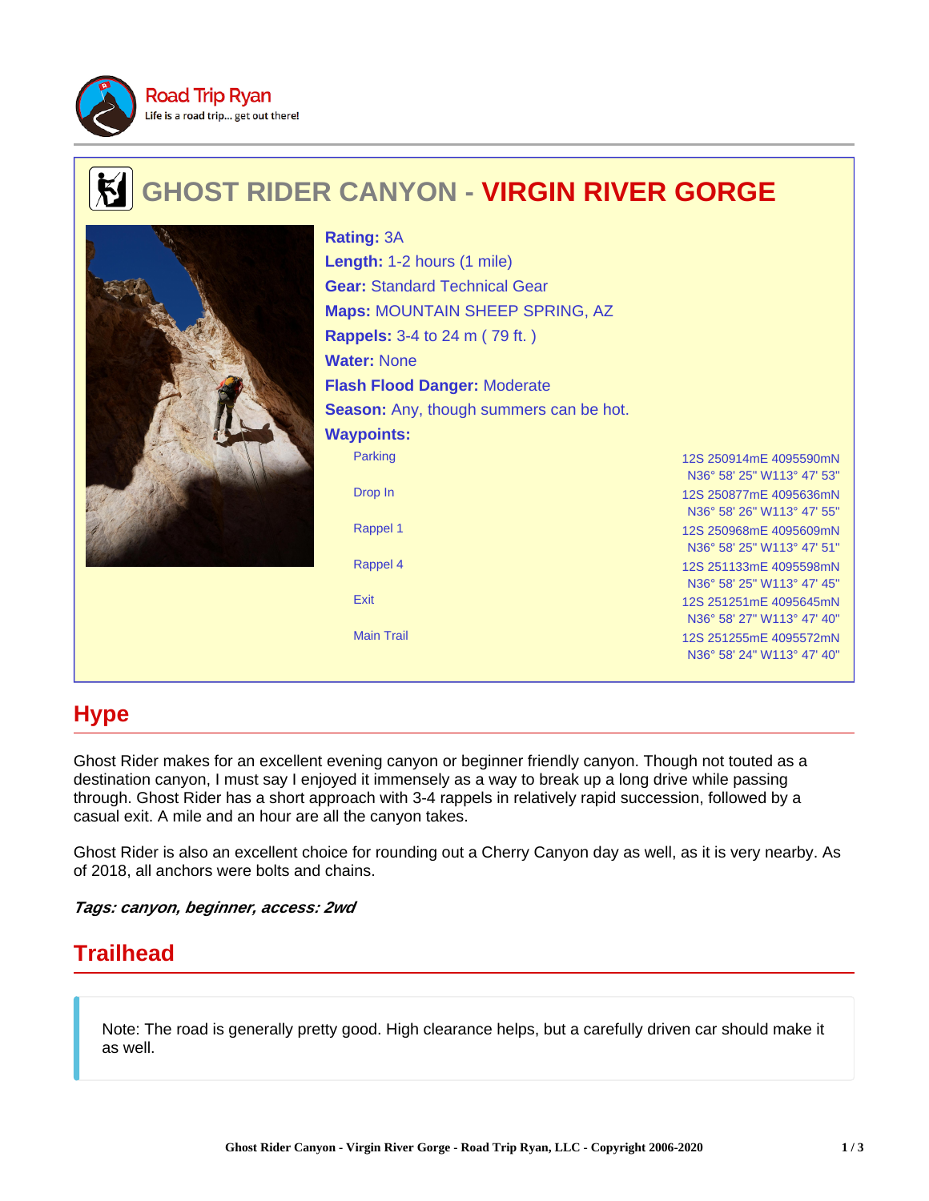Road Trip Ryan
Life is a road trip... get out there!

# GHOST RIDER CANYON - VIRGIN RIVER GORGE

**Rating:** 3A
**Length:** 1-2 hours (1 mile)
**Gear:** Standard Technical Gear
**Maps:** MOUNTAIN SHEEP SPRING, AZ
**Rappels:** 3-4 to 24 m ( 79 ft. )
**Water:** None
**Flash Flood Danger:** Moderate
**Season:** Any, though summers can be hot.
**Waypoints:**

| Waypoint | Coordinates |
| --- | --- |
| Parking | 12S 250914mE 4095590mN<br>N36° 58' 25" W113° 47' 53" |
| Drop In | 12S 250877mE 4095636mN<br>N36° 58' 26" W113° 47' 55" |
| Rappel 1 | 12S 250968mE 4095609mN<br>N36° 58' 25" W113° 47' 51" |
| Rappel 4 | 12S 251133mE 4095598mN<br>N36° 58' 25" W113° 47' 45" |
| Exit | 12S 251251mE 4095645mN<br>N36° 58' 27" W113° 47' 40" |
| Main Trail | 12S 251255mE 4095572mN<br>N36° 58' 24" W113° 47' 40" |

## Hype

Ghost Rider makes for an excellent evening canyon or beginner friendly canyon. Though not touted as a destination canyon, I must say I enjoyed it immensely as a way to break up a long drive while passing through. Ghost Rider has a short approach with 3-4 rappels in relatively rapid succession, followed by a casual exit. A mile and an hour are all the canyon takes.

Ghost Rider is also an excellent choice for rounding out a Cherry Canyon day as well, as it is very nearby. As of 2018, all anchors were bolts and chains.

***Tags: canyon, beginner, access: 2wd***

## Trailhead

> Note: The road is generally pretty good. High clearance helps, but a carefully driven car should make it as well.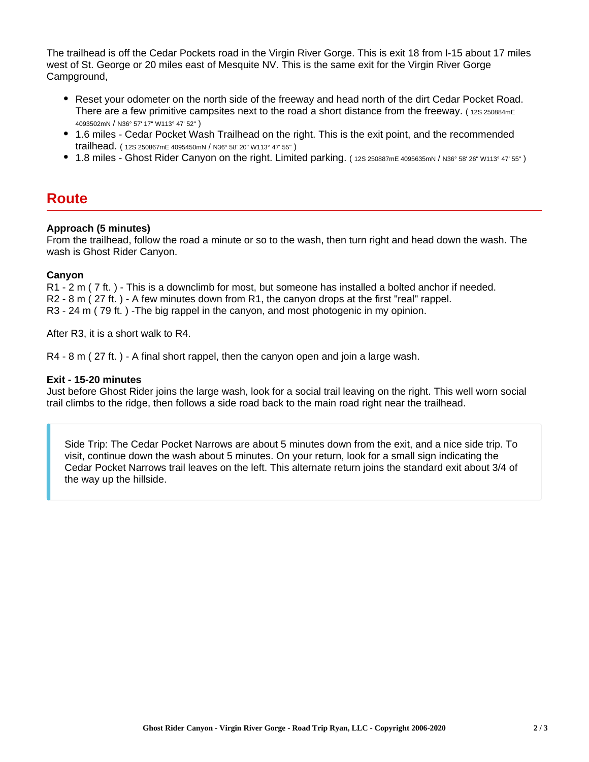The trailhead is off the Cedar Pockets road in the Virgin River Gorge. This is exit 18 from I-15 about 17 miles west of St. George or 20 miles east of Mesquite NV. This is the same exit for the Virgin River Gorge Campground,

- Reset your odometer on the north side of the freeway and head north of the dirt Cedar Pocket Road. There are a few primitive campsites next to the road a short distance from the freeway. ( 12S 250884mE 4093502mN / N36° 57' 17" W113° 47' 52" )
- 1.6 miles - Cedar Pocket Wash Trailhead on the right. This is the exit point, and the recommended trailhead. ( 12S 250867mE 4095450mN / N36° 58' 20" W113° 47' 55" )
- 1.8 miles - Ghost Rider Canyon on the right. Limited parking. ( 12S 250887mE 4095635mN / N36° 58' 26" W113° 47' 55" )

## Route

**Approach (5 minutes)**
From the trailhead, follow the road a minute or so to the wash, then turn right and head down the wash. The wash is Ghost Rider Canyon.

**Canyon**
R1 - 2 m ( 7 ft. ) - This is a downclimb for most, but someone has installed a bolted anchor if needed.
R2 - 8 m ( 27 ft. ) - A few minutes down from R1, the canyon drops at the first "real" rappel.
R3 - 24 m ( 79 ft. ) -The big rappel in the canyon, and most photogenic in my opinion.

After R3, it is a short walk to R4.

R4 - 8 m ( 27 ft. ) - A final short rappel, then the canyon open and join a large wash.

**Exit - 15-20 minutes**
Just before Ghost Rider joins the large wash, look for a social trail leaving on the right. This well worn social trail climbs to the ridge, then follows a side road back to the main road right near the trailhead.

> Side Trip: The Cedar Pocket Narrows are about 5 minutes down from the exit, and a nice side trip. To visit, continue down the wash about 5 minutes. On your return, look for a small sign indicating the Cedar Pocket Narrows trail leaves on the left. This alternate return joins the standard exit about 3/4 of the way up the hillside.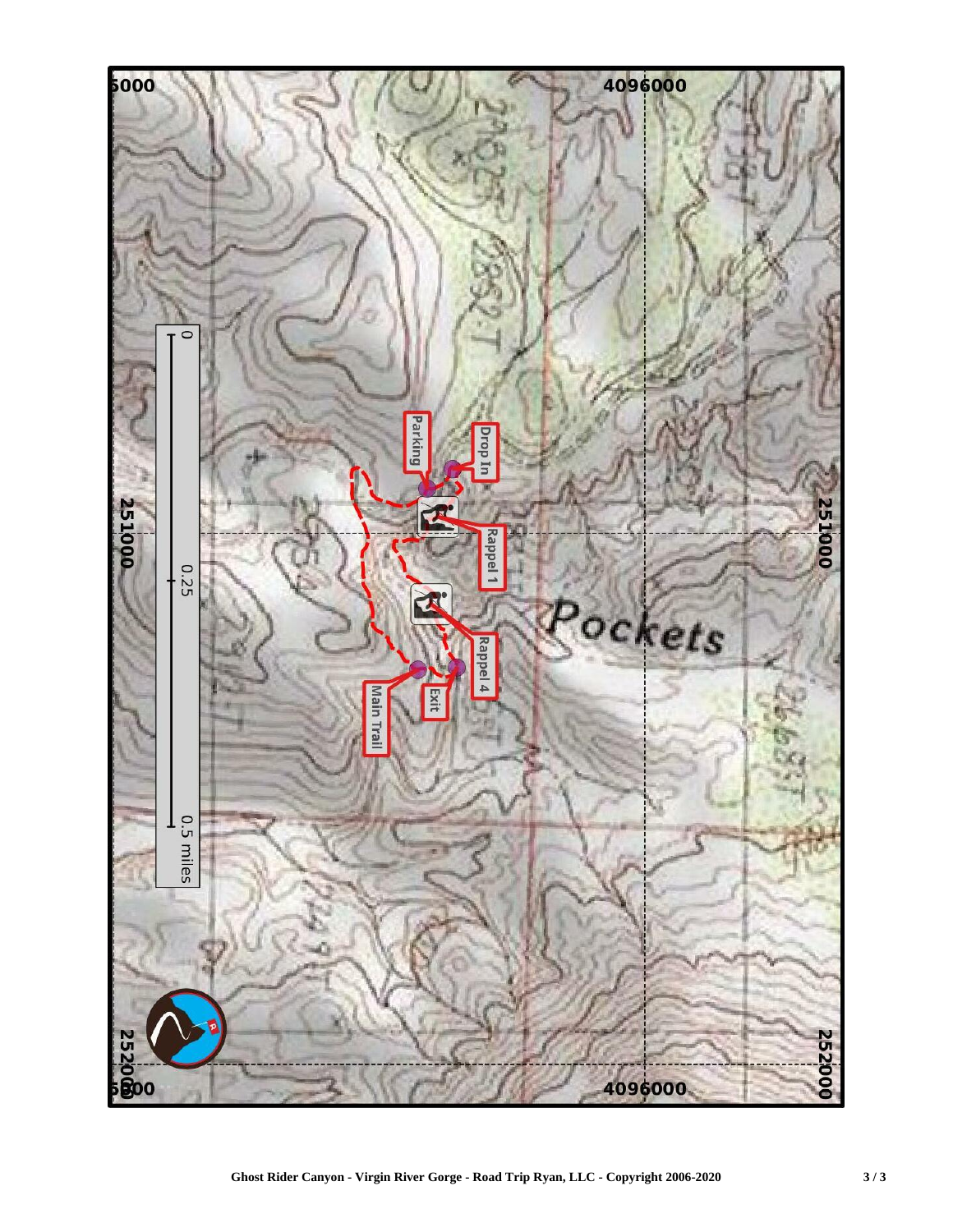5000

4096000

251000

252000

Parking

Drop In

Rappel 1

Rappel 4

Exit

Main Trail

Pockets

0

0.25

0.5 miles